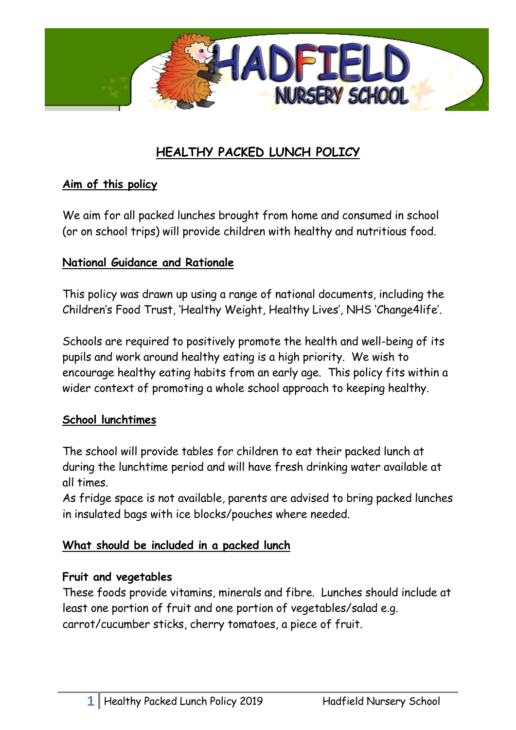# HADFIELD NURSERY SCHOOL

## HEALTHY PACKED LUNCH POLICY

### Aim of this policy

We aim for all packed lunches brought from home and consumed in school (or on school trips) will provide children with healthy and nutritious food.

### National Guidance and Rationale

This policy was drawn up using a range of national documents, including the Children's Food Trust, 'Healthy Weight, Healthy Lives', NHS 'Change4life'.

Schools are required to positively promote the health and well-being of its pupils and work around healthy eating is a high priority. We wish to encourage healthy eating habits from an early age. This policy fits within a wider context of promoting a whole school approach to keeping healthy.

### School lunchtimes

The school will provide tables for children to eat their packed lunch at during the lunchtime period and will have fresh drinking water available at all times.

As fridge space is not available, parents are advised to bring packed lunches in insulated bags with ice blocks/pouches where needed.

### What should be included in a packed lunch

**Fruit and vegetables**

These foods provide vitamins, minerals and fibre. Lunches should include at least one portion of fruit and one portion of vegetables/salad e.g. carrot/cucumber sticks, cherry tomatoes, a piece of fruit.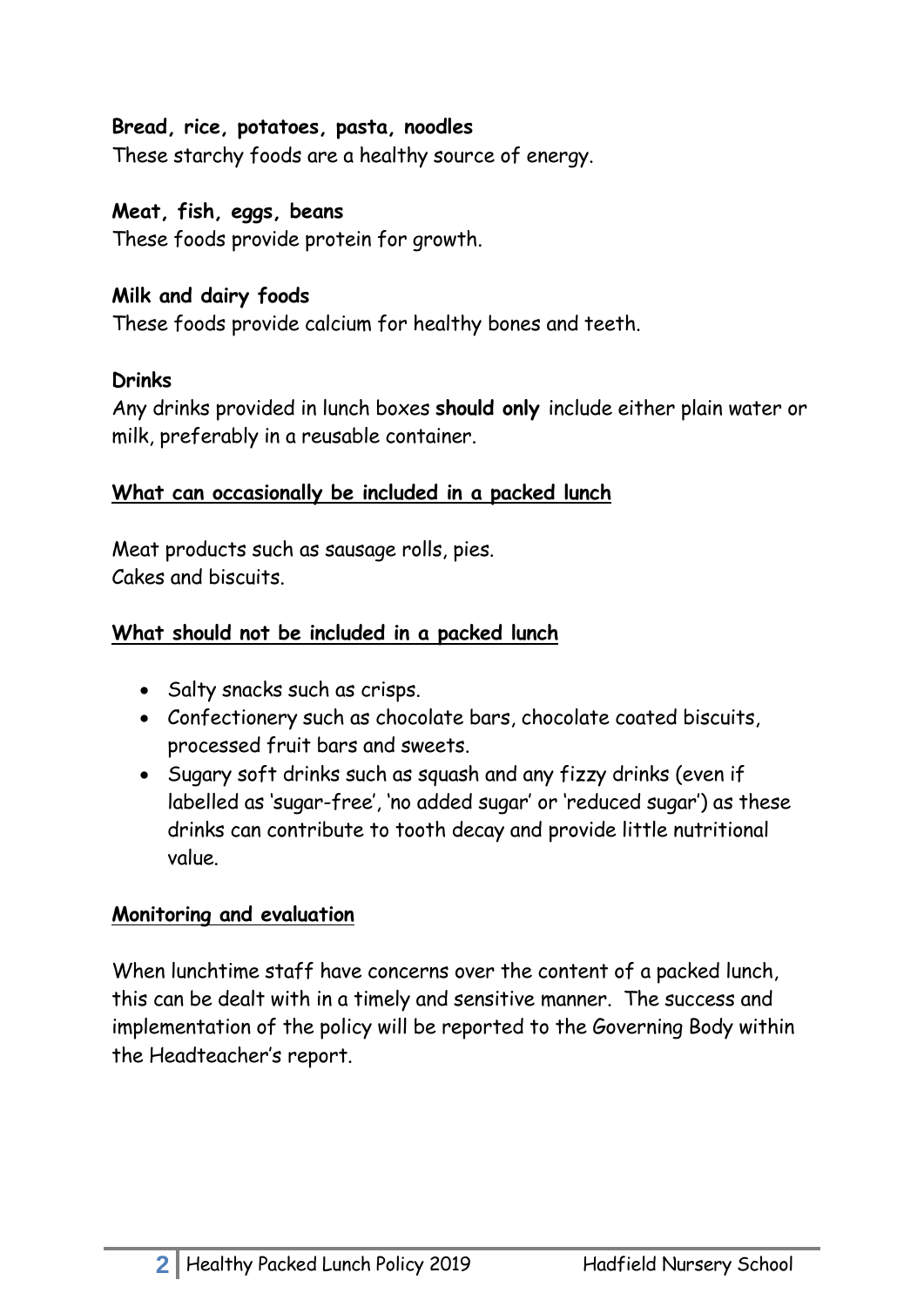**Bread, rice, potatoes, pasta, noodles**
These starchy foods are a healthy source of energy.

**Meat, fish, eggs, beans**
These foods provide protein for growth.

**Milk and dairy foods**
These foods provide calcium for healthy bones and teeth.

**Drinks**
Any drinks provided in lunch boxes **should only** include either plain water or milk, preferably in a reusable container.

## What can occasionally be included in a packed lunch

Meat products such as sausage rolls, pies.
Cakes and biscuits.

## What should not be included in a packed lunch

- Salty snacks such as crisps.
- Confectionery such as chocolate bars, chocolate coated biscuits, processed fruit bars and sweets.
- Sugary soft drinks such as squash and any fizzy drinks (even if labelled as 'sugar-free', 'no added sugar' or 'reduced sugar') as these drinks can contribute to tooth decay and provide little nutritional value.

## Monitoring and evaluation

When lunchtime staff have concerns over the content of a packed lunch, this can be dealt with in a timely and sensitive manner. The success and implementation of the policy will be reported to the Governing Body within the Headteacher's report.